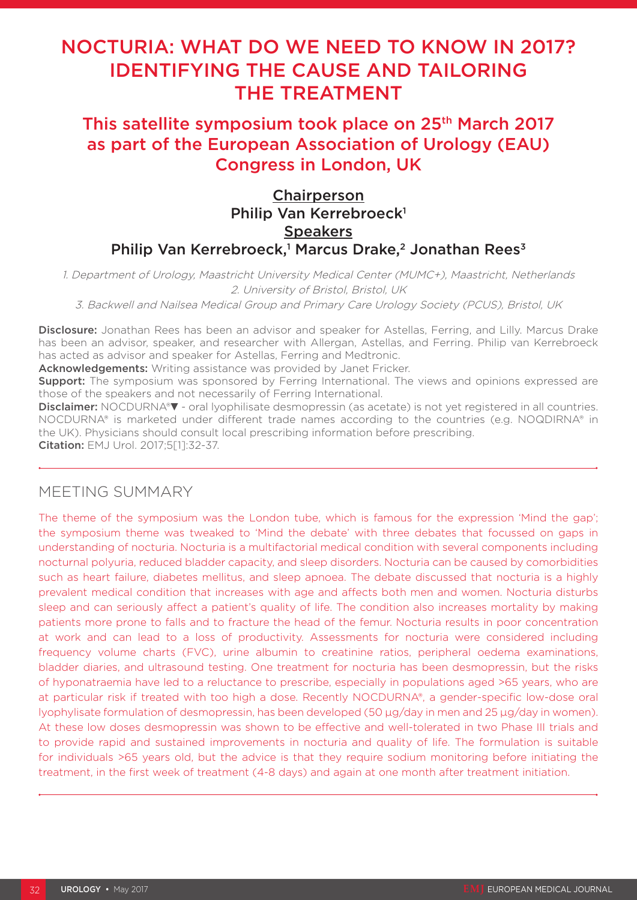# NOCTURIA: WHAT DO WE NEED TO KNOW IN 2017? IDENTIFYING THE CAUSE AND TAILORING THE TREATMENT

## This satellite symposium took place on 25th March 2017 as part of the European Association of Urology (EAU) Congress in London, UK

**Chairperson**

Philip Van Kerrebroeck[1]

**Speakers**

Philip Van Kerrebroeck,[1] Marcus Drake,[2] Jonathan Rees[3]

*1. Department of Urology, Maastricht University Medical Center (MUMC+), Maastricht, Netherlands*
*2. University of Bristol, Bristol, UK*
*3. Backwell and Nailsea Medical Group and Primary Care Urology Society (PCUS), Bristol, UK*

**Disclosure:** Jonathan Rees has been an advisor and speaker for Astellas, Ferring, and Lilly. Marcus Drake has been an advisor, speaker, and researcher with Allergan, Astellas, and Ferring. Philip van Kerrebroeck has acted as advisor and speaker for Astellas, Ferring and Medtronic.
**Acknowledgements:** Writing assistance was provided by Janet Fricker.
**Support:** The symposium was sponsored by Ferring International. The views and opinions expressed are those of the speakers and not necessarily of Ferring International.
**Disclaimer:** NOCDURNA®▼ - oral lyophilisate desmopressin (as acetate) is not yet registered in all countries. NOCDURNA® is marketed under different trade names according to the countries (e.g. NOQDIRNA® in the UK). Physicians should consult local prescribing information before prescribing.
**Citation:** EMJ Urol. 2017;5[1]:32-37.

## MEETING SUMMARY

The theme of the symposium was the London tube, which is famous for the expression 'Mind the gap'; the symposium theme was tweaked to 'Mind the debate' with three debates that focussed on gaps in understanding of nocturia. Nocturia is a multifactorial medical condition with several components including nocturnal polyuria, reduced bladder capacity, and sleep disorders. Nocturia can be caused by comorbidities such as heart failure, diabetes mellitus, and sleep apnoea. The debate discussed that nocturia is a highly prevalent medical condition that increases with age and affects both men and women. Nocturia disturbs sleep and can seriously affect a patient's quality of life. The condition also increases mortality by making patients more prone to falls and to fracture the head of the femur. Nocturia results in poor concentration at work and can lead to a loss of productivity. Assessments for nocturia were considered including frequency volume charts (FVC), urine albumin to creatinine ratios, peripheral oedema examinations, bladder diaries, and ultrasound testing. One treatment for nocturia has been desmopressin, but the risks of hyponatraemia have led to a reluctance to prescribe, especially in populations aged >65 years, who are at particular risk if treated with too high a dose. Recently NOCDURNA®, a gender-specific low-dose oral lyophylisate formulation of desmopressin, has been developed (50 µg/day in men and 25 µg/day in women). At these low doses desmopressin was shown to be effective and well-tolerated in two Phase III trials and to provide rapid and sustained improvements in nocturia and quality of life. The formulation is suitable for individuals >65 years old, but the advice is that they require sodium monitoring before initiating the treatment, in the first week of treatment (4-8 days) and again at one month after treatment initiation.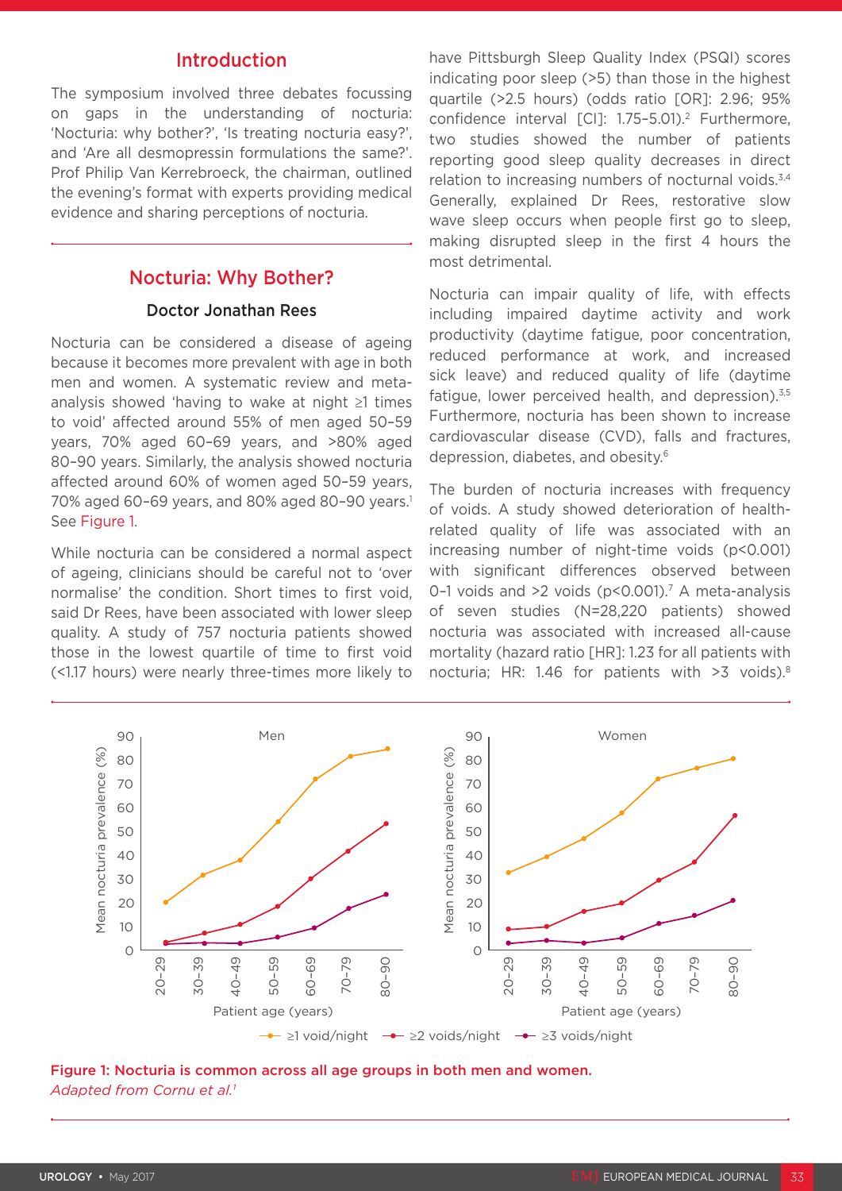## Introduction

The symposium involved three debates focussing on gaps in the understanding of nocturia: 'Nocturia: why bother?', 'Is treating nocturia easy?', and 'Are all desmopressin formulations the same?'. Prof Philip Van Kerrebroeck, the chairman, outlined the evening's format with experts providing medical evidence and sharing perceptions of nocturia.

## Nocturia: Why Bother?

### Doctor Jonathan Rees

Nocturia can be considered a disease of ageing because it becomes more prevalent with age in both men and women. A systematic review and meta-analysis showed 'having to wake at night ≥1 times to void' affected around 55% of men aged 50–59 years, 70% aged 60–69 years, and >80% aged 80–90 years. Similarly, the analysis showed nocturia affected around 60% of women aged 50–59 years, 70% aged 60–69 years, and 80% aged 80–90 years.[1] See Figure 1.

While nocturia can be considered a normal aspect of ageing, clinicians should be careful not to 'over normalise' the condition. Short times to first void, said Dr Rees, have been associated with lower sleep quality. A study of 757 nocturia patients showed those in the lowest quartile of time to first void (<1.17 hours) were nearly three-times more likely to have Pittsburgh Sleep Quality Index (PSQI) scores indicating poor sleep (>5) than those in the highest quartile (>2.5 hours) (odds ratio [OR]: 2.96; 95% confidence interval [CI]: 1.75–5.01).[2] Furthermore, two studies showed the number of patients reporting good sleep quality decreases in direct relation to increasing numbers of nocturnal voids.[3,4] Generally, explained Dr Rees, restorative slow wave sleep occurs when people first go to sleep, making disrupted sleep in the first 4 hours the most detrimental.

Nocturia can impair quality of life, with effects including impaired daytime activity and work productivity (daytime fatigue, poor concentration, reduced performance at work, and increased sick leave) and reduced quality of life (daytime fatigue, lower perceived health, and depression).[3,5] Furthermore, nocturia has been shown to increase cardiovascular disease (CVD), falls and fractures, depression, diabetes, and obesity.[6]

The burden of nocturia increases with frequency of voids. A study showed deterioration of health-related quality of life was associated with an increasing number of night-time voids ($p<0.001$) with significant differences observed between 0–1 voids and >2 voids ($p<0.001$).[7] A meta-analysis of seven studies (N=28,220 patients) showed nocturia was associated with increased all-cause mortality (hazard ratio [HR]: 1.23 for all patients with nocturia; HR: 1.46 for patients with >3 voids).[8]

**Figure 1: Nocturia is common across all age groups in both men and women.**
*Adapted from Cornu et al.[1]*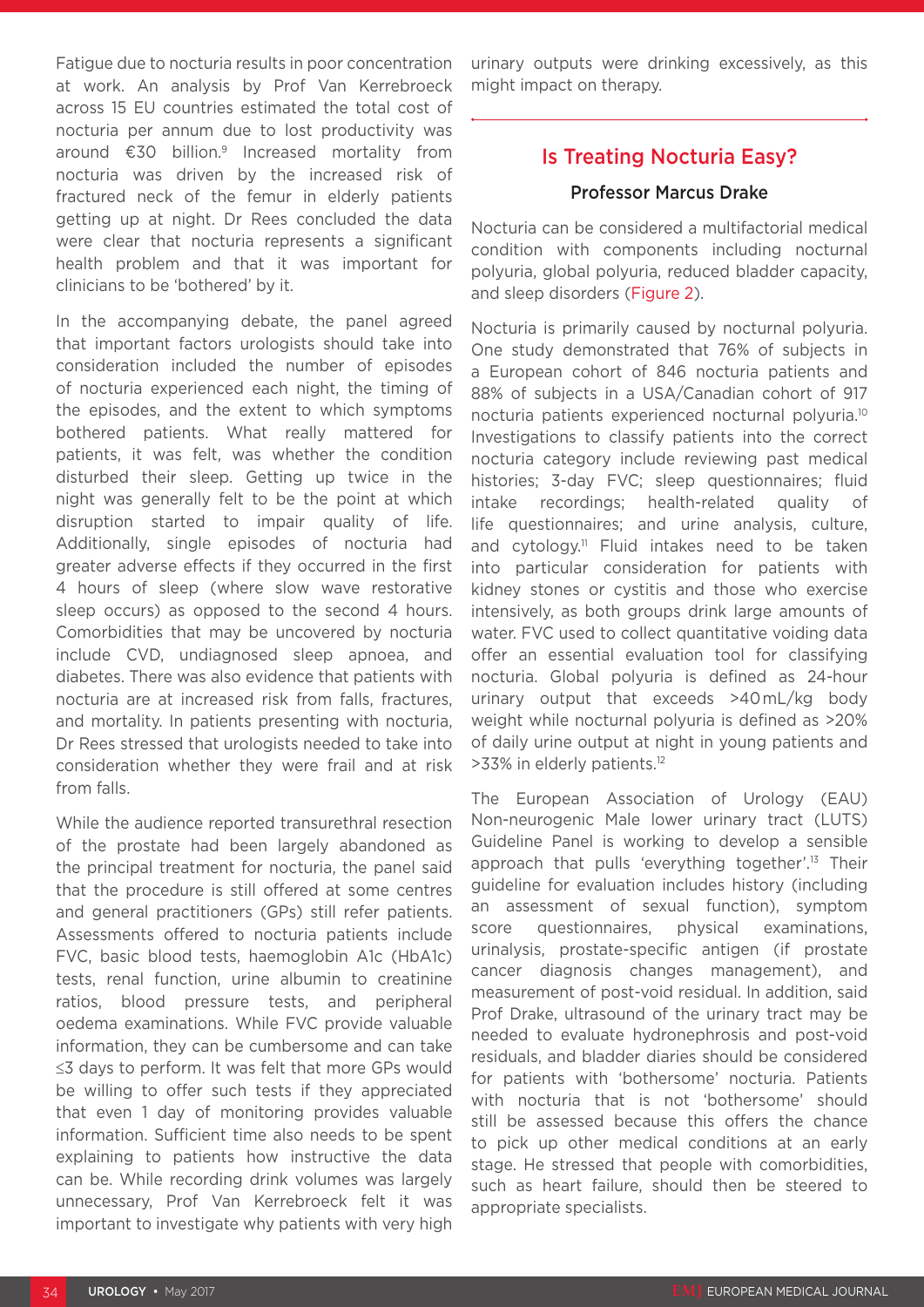Fatigue due to nocturia results in poor concentration at work. An analysis by Prof Van Kerrebroeck across 15 EU countries estimated the total cost of nocturia per annum due to lost productivity was around €30 billion.[9] Increased mortality from nocturia was driven by the increased risk of fractured neck of the femur in elderly patients getting up at night. Dr Rees concluded the data were clear that nocturia represents a significant health problem and that it was important for clinicians to be 'bothered' by it.

In the accompanying debate, the panel agreed that important factors urologists should take into consideration included the number of episodes of nocturia experienced each night, the timing of the episodes, and the extent to which symptoms bothered patients. What really mattered for patients, it was felt, was whether the condition disturbed their sleep. Getting up twice in the night was generally felt to be the point at which disruption started to impair quality of life. Additionally, single episodes of nocturia had greater adverse effects if they occurred in the first 4 hours of sleep (where slow wave restorative sleep occurs) as opposed to the second 4 hours. Comorbidities that may be uncovered by nocturia include CVD, undiagnosed sleep apnoea, and diabetes. There was also evidence that patients with nocturia are at increased risk from falls, fractures, and mortality. In patients presenting with nocturia, Dr Rees stressed that urologists needed to take into consideration whether they were frail and at risk from falls.

While the audience reported transurethral resection of the prostate had been largely abandoned as the principal treatment for nocturia, the panel said that the procedure is still offered at some centres and general practitioners (GPs) still refer patients. Assessments offered to nocturia patients include FVC, basic blood tests, haemoglobin A1c (HbA1c) tests, renal function, urine albumin to creatinine ratios, blood pressure tests, and peripheral oedema examinations. While FVC provide valuable information, they can be cumbersome and can take ≤3 days to perform. It was felt that more GPs would be willing to offer such tests if they appreciated that even 1 day of monitoring provides valuable information. Sufficient time also needs to be spent explaining to patients how instructive the data can be. While recording drink volumes was largely unnecessary, Prof Van Kerrebroeck felt it was important to investigate why patients with very high urinary outputs were drinking excessively, as this might impact on therapy.

## Is Treating Nocturia Easy?

### Professor Marcus Drake

Nocturia can be considered a multifactorial medical condition with components including nocturnal polyuria, global polyuria, reduced bladder capacity, and sleep disorders (Figure 2).

Nocturia is primarily caused by nocturnal polyuria. One study demonstrated that 76% of subjects in a European cohort of 846 nocturia patients and 88% of subjects in a USA/Canadian cohort of 917 nocturia patients experienced nocturnal polyuria.[10] Investigations to classify patients into the correct nocturia category include reviewing past medical histories; 3-day FVC; sleep questionnaires; fluid intake recordings; health-related quality of life questionnaires; and urine analysis, culture, and cytology.[11] Fluid intakes need to be taken into particular consideration for patients with kidney stones or cystitis and those who exercise intensively, as both groups drink large amounts of water. FVC used to collect quantitative voiding data offer an essential evaluation tool for classifying nocturia. Global polyuria is defined as 24-hour urinary output that exceeds >40 mL/kg body weight while nocturnal polyuria is defined as >20% of daily urine output at night in young patients and >33% in elderly patients.[12]

The European Association of Urology (EAU) Non-neurogenic Male lower urinary tract (LUTS) Guideline Panel is working to develop a sensible approach that pulls 'everything together'.[13] Their guideline for evaluation includes history (including an assessment of sexual function), symptom score questionnaires, physical examinations, urinalysis, prostate-specific antigen (if prostate cancer diagnosis changes management), and measurement of post-void residual. In addition, said Prof Drake, ultrasound of the urinary tract may be needed to evaluate hydronephrosis and post-void residuals, and bladder diaries should be considered for patients with 'bothersome' nocturia. Patients with nocturia that is not 'bothersome' should still be assessed because this offers the chance to pick up other medical conditions at an early stage. He stressed that people with comorbidities, such as heart failure, should then be steered to appropriate specialists.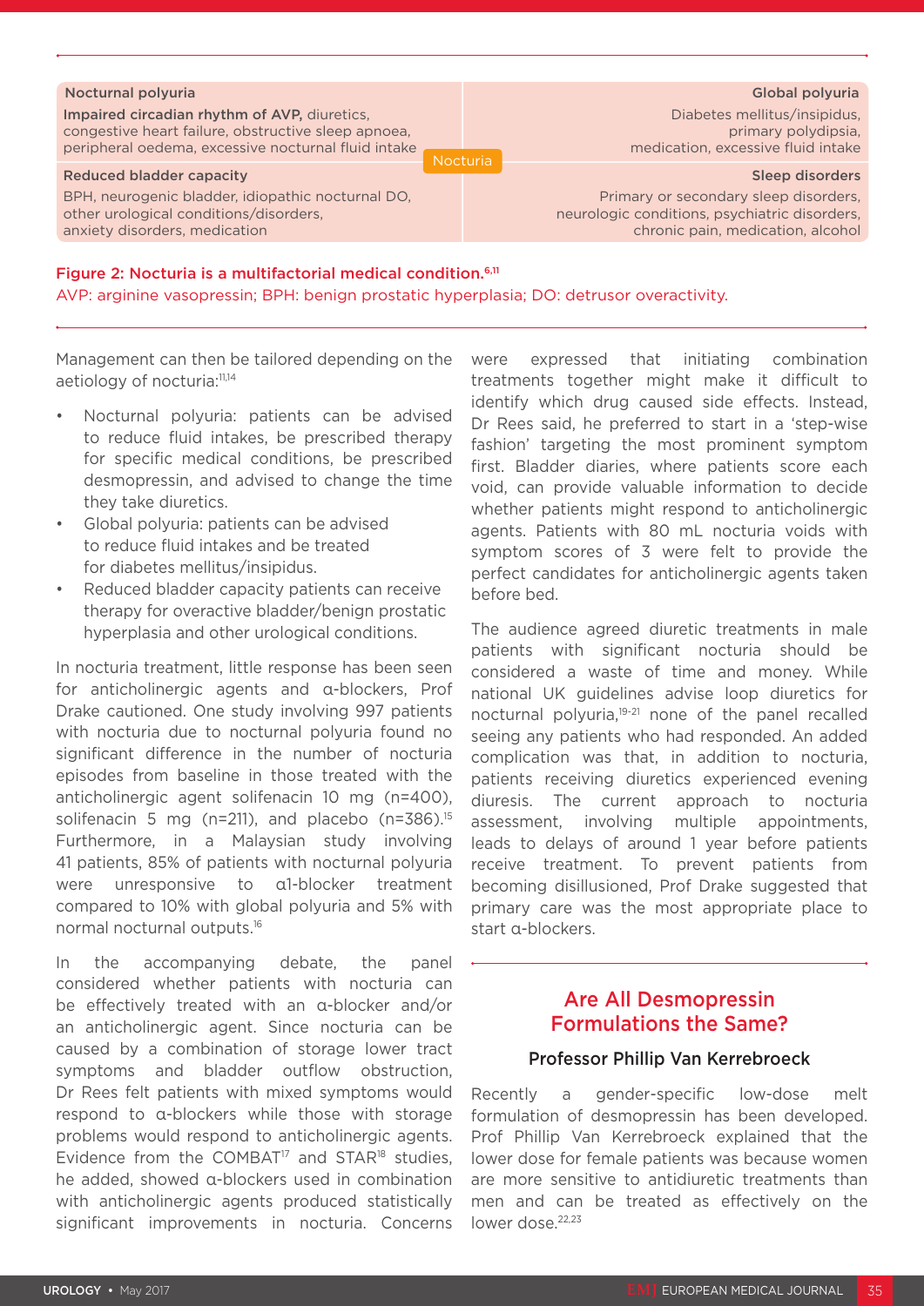Nocturnal polyuria

**Impaired circadian rhythm of AVP,** diuretics, congestive heart failure, obstructive sleep apnoea, peripheral oedema, excessive nocturnal fluid intake

Global polyuria

Diabetes mellitus/insipidus, primary polydipsia, medication, excessive fluid intake

Nocturia

Reduced bladder capacity

BPH, neurogenic bladder, idiopathic nocturnal DO, other urological conditions/disorders, anxiety disorders, medication

Sleep disorders

Primary or secondary sleep disorders, neurologic conditions, psychiatric disorders, chronic pain, medication, alcohol

**Figure 2: Nocturia is a multifactorial medical condition.**[6,11]

AVP: arginine vasopressin; BPH: benign prostatic hyperplasia; DO: detrusor overactivity.

Management can then be tailored depending on the aetiology of nocturia:[11,14]

- Nocturnal polyuria: patients can be advised to reduce fluid intakes, be prescribed therapy for specific medical conditions, be prescribed desmopressin, and advised to change the time they take diuretics.
- Global polyuria: patients can be advised to reduce fluid intakes and be treated for diabetes mellitus/insipidus.
- Reduced bladder capacity patients can receive therapy for overactive bladder/benign prostatic hyperplasia and other urological conditions.

In nocturia treatment, little response has been seen for anticholinergic agents and α-blockers, Prof Drake cautioned. One study involving 997 patients with nocturia due to nocturnal polyuria found no significant difference in the number of nocturia episodes from baseline in those treated with the anticholinergic agent solifenacin 10 mg (n=400), solifenacin 5 mg (n=211), and placebo (n=386).[15] Furthermore, in a Malaysian study involving 41 patients, 85% of patients with nocturnal polyuria were unresponsive to α1-blocker treatment compared to 10% with global polyuria and 5% with normal nocturnal outputs.[16]

In the accompanying debate, the panel considered whether patients with nocturia can be effectively treated with an α-blocker and/or an anticholinergic agent. Since nocturia can be caused by a combination of storage lower tract symptoms and bladder outflow obstruction, Dr Rees felt patients with mixed symptoms would respond to α-blockers while those with storage problems would respond to anticholinergic agents. Evidence from the COMBAT[17] and STAR[18] studies, he added, showed α-blockers used in combination with anticholinergic agents produced statistically significant improvements in nocturia. Concerns were expressed that initiating combination treatments together might make it difficult to identify which drug caused side effects. Instead, Dr Rees said, he preferred to start in a 'step-wise fashion' targeting the most prominent symptom first. Bladder diaries, where patients score each void, can provide valuable information to decide whether patients might respond to anticholinergic agents. Patients with 80 mL nocturia voids with symptom scores of 3 were felt to provide the perfect candidates for anticholinergic agents taken before bed.

The audience agreed diuretic treatments in male patients with significant nocturia should be considered a waste of time and money. While national UK guidelines advise loop diuretics for nocturnal polyuria,[19-21] none of the panel recalled seeing any patients who had responded. An added complication was that, in addition to nocturia, patients receiving diuretics experienced evening diuresis. The current approach to nocturia assessment, involving multiple appointments, leads to delays of around 1 year before patients receive treatment. To prevent patients from becoming disillusioned, Prof Drake suggested that primary care was the most appropriate place to start α-blockers.

## Are All Desmopressin Formulations the Same?

### Professor Phillip Van Kerrebroeck

Recently a gender-specific low-dose melt formulation of desmopressin has been developed. Prof Phillip Van Kerrebroeck explained that the lower dose for female patients was because women are more sensitive to antidiuretic treatments than men and can be treated as effectively on the lower dose.[22,23]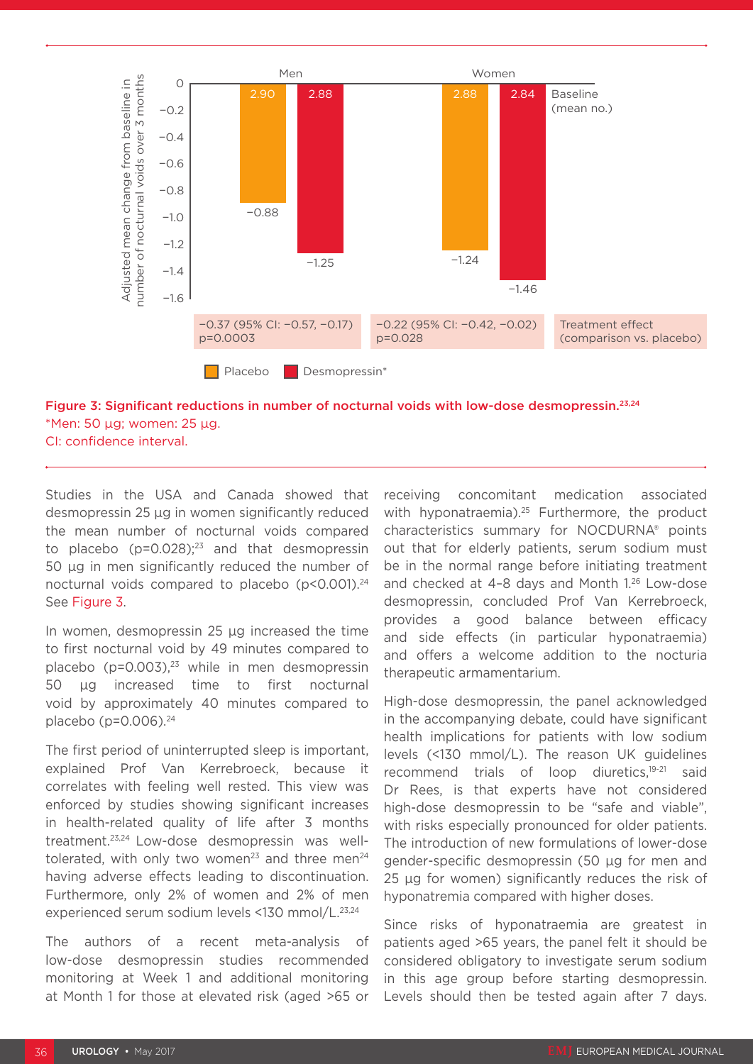| | Men | | Women | | |
|---|---|---|---|---|---|
| | Placebo | Desmopressin* | Placebo | Desmopressin* | |
| Baseline (mean no.) | 2.90 | 2.88 | 2.88 | 2.84 | |
| Adjusted mean change from baseline in number of nocturnal voids over 3 months | −0.88 | −1.25 | −1.24 | −1.46 | |
| Treatment effect (comparison vs. placebo) | −0.37 (95% CI: −0.57, −0.17) p=0.0003 | | −0.22 (95% CI: −0.42, −0.02) p=0.028 | | |

**Figure 3: Significant reductions in number of nocturnal voids with low-dose desmopressin.[23,24]**
*Men: 50 µg; women: 25 µg.
CI: confidence interval.

Studies in the USA and Canada showed that desmopressin 25 µg in women significantly reduced the mean number of nocturnal voids compared to placebo (p=0.028);[23] and that desmopressin 50 µg in men significantly reduced the number of nocturnal voids compared to placebo (p<0.001).[24] See Figure 3.

In women, desmopressin 25 µg increased the time to first nocturnal void by 49 minutes compared to placebo (p=0.003),[23] while in men desmopressin 50 µg increased time to first nocturnal void by approximately 40 minutes compared to placebo (p=0.006).[24]

The first period of uninterrupted sleep is important, explained Prof Van Kerrebroeck, because it correlates with feeling well rested. This view was enforced by studies showing significant increases in health-related quality of life after 3 months treatment.[23,24] Low-dose desmopressin was well-tolerated, with only two women[23] and three men[24] having adverse effects leading to discontinuation. Furthermore, only 2% of women and 2% of men experienced serum sodium levels <130 mmol/L.[23,24]

The authors of a recent meta-analysis of low-dose desmopressin studies recommended monitoring at Week 1 and additional monitoring at Month 1 for those at elevated risk (aged >65 or receiving concomitant medication associated with hyponatraemia).[25] Furthermore, the product characteristics summary for NOCDURNA® points out that for elderly patients, serum sodium must be in the normal range before initiating treatment and checked at 4–8 days and Month 1.[26] Low-dose desmopressin, concluded Prof Van Kerrebroeck, provides a good balance between efficacy and side effects (in particular hyponatraemia) and offers a welcome addition to the nocturia therapeutic armamentarium.

High-dose desmopressin, the panel acknowledged in the accompanying debate, could have significant health implications for patients with low sodium levels (<130 mmol/L). The reason UK guidelines recommend trials of loop diuretics,[19-21] said Dr Rees, is that experts have not considered high-dose desmopressin to be "safe and viable", with risks especially pronounced for older patients. The introduction of new formulations of lower-dose gender-specific desmopressin (50 µg for men and 25 µg for women) significantly reduces the risk of hyponatremia compared with higher doses.

Since risks of hyponatraemia are greatest in patients aged >65 years, the panel felt it should be considered obligatory to investigate serum sodium in this age group before starting desmopressin. Levels should then be tested again after 7 days.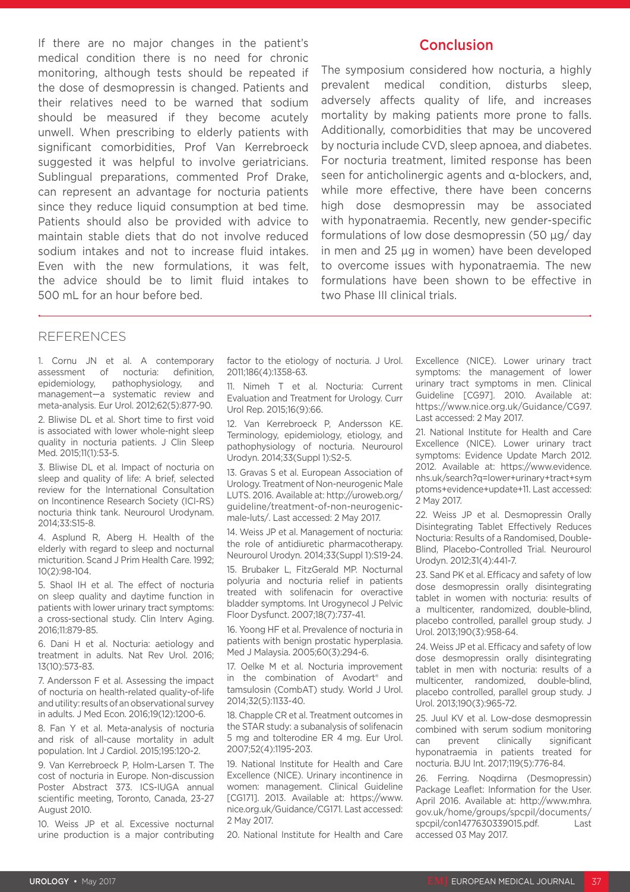If there are no major changes in the patient's medical condition there is no need for chronic monitoring, although tests should be repeated if the dose of desmopressin is changed. Patients and their relatives need to be warned that sodium should be measured if they become acutely unwell. When prescribing to elderly patients with significant comorbidities, Prof Van Kerrebroeck suggested it was helpful to involve geriatricians. Sublingual preparations, commented Prof Drake, can represent an advantage for nocturia patients since they reduce liquid consumption at bed time. Patients should also be provided with advice to maintain stable diets that do not involve reduced sodium intakes and not to increase fluid intakes. Even with the new formulations, it was felt, the advice should be to limit fluid intakes to 500 mL for an hour before bed.

## Conclusion

The symposium considered how nocturia, a highly prevalent medical condition, disturbs sleep, adversely affects quality of life, and increases mortality by making patients more prone to falls. Additionally, comorbidities that may be uncovered by nocturia include CVD, sleep apnoea, and diabetes. For nocturia treatment, limited response has been seen for anticholinergic agents and α-blockers, and, while more effective, there have been concerns high dose desmopressin may be associated with hyponatraemia. Recently, new gender-specific formulations of low dose desmopressin (50 µg/ day in men and 25 µg in women) have been developed to overcome issues with hyponatraemia. The new formulations have been shown to be effective in two Phase III clinical trials.

## REFERENCES

1. Cornu JN et al. A contemporary assessment of nocturia: definition, epidemiology, pathophysiology, and management—a systematic review and meta-analysis. Eur Urol. 2012;62(5):877-90.

2. Bliwise DL et al. Short time to first void is associated with lower whole-night sleep quality in nocturia patients. J Clin Sleep Med. 2015;11(1):53-5.

3. Bliwise DL et al. Impact of nocturia on sleep and quality of life: A brief, selected review for the International Consultation on Incontinence Research Society (ICI-RS) nocturia think tank. Neurourol Urodynam. 2014;33:S15-8.

4. Asplund R, Aberg H. Health of the elderly with regard to sleep and nocturnal micturition. Scand J Prim Health Care. 1992; 10(2):98-104.

5. Shaol IH et al. The effect of nocturia on sleep quality and daytime function in patients with lower urinary tract symptoms: a cross-sectional study. Clin Interv Aging. 2016;11:879-85.

6. Dani H et al. Nocturia: aetiology and treatment in adults. Nat Rev Urol. 2016; 13(10):573-83.

7. Andersson F et al. Assessing the impact of nocturia on health-related quality-of-life and utility: results of an observational survey in adults. J Med Econ. 2016;19(12):1200-6.

8. Fan Y et al. Meta-analysis of nocturia and risk of all-cause mortality in adult population. Int J Cardiol. 2015;195:120-2.

9. Van Kerrebroeck P, Holm-Larsen T. The cost of nocturia in Europe. Non-discussion Poster Abstract 373. ICS-IUGA annual scientific meeting, Toronto, Canada, 23-27 August 2010.

10. Weiss JP et al. Excessive nocturnal urine production is a major contributing factor to the etiology of nocturia. J Urol. 2011;186(4):1358-63.

11. Nimeh T et al. Nocturia: Current Evaluation and Treatment for Urology. Curr Urol Rep. 2015;16(9):66.

12. Van Kerrebroeck P, Andersson KE. Terminology, epidemiology, etiology, and pathophysiology of nocturia. Neurourol Urodyn. 2014;33(Suppl 1):S2-5.

13. Gravas S et al. European Association of Urology. Treatment of Non-neurogenic Male LUTS. 2016. Available at: http://uroweb.org/guideline/treatment-of-non-neurogenic-male-luts/. Last accessed: 2 May 2017.

14. Weiss JP et al. Management of nocturia: the role of antidiuretic pharmacotherapy. Neurourol Urodyn. 2014;33(Suppl 1):S19-24.

15. Brubaker L, FitzGerald MP. Nocturnal polyuria and nocturia relief in patients treated with solifenacin for overactive bladder symptoms. Int Urogynecol J Pelvic Floor Dysfunct. 2007;18(7):737-41.

16. Yoong HF et al. Prevalence of nocturia in patients with benign prostatic hyperplasia. Med J Malaysia. 2005;60(3):294-6.

17. Oelke M et al. Nocturia improvement in the combination of Avodart® and tamsulosin (CombAT) study. World J Urol. 2014;32(5):1133-40.

18. Chapple CR et al. Treatment outcomes in the STAR study: a subanalysis of solifenacin 5 mg and tolterodine ER 4 mg. Eur Urol. 2007;52(4):1195-203.

19. National Institute for Health and Care Excellence (NICE). Urinary incontinence in women: management. Clinical Guideline [CG171]. 2013. Available at: https://www.nice.org.uk/Guidance/CG171. Last accessed: 2 May 2017.

20. National Institute for Health and Care Excellence (NICE). Lower urinary tract symptoms: the management of lower urinary tract symptoms in men. Clinical Guideline [CG97]. 2010. Available at: https://www.nice.org.uk/Guidance/CG97. Last accessed: 2 May 2017.

21. National Institute for Health and Care Excellence (NICE). Lower urinary tract symptoms: Evidence Update March 2012. 2012. Available at: https://www.evidence.nhs.uk/search?q=lower+urinary+tract+symptoms+evidence+update+11. Last accessed: 2 May 2017.

22. Weiss JP et al. Desmopressin Orally Disintegrating Tablet Effectively Reduces Nocturia: Results of a Randomised, Double-Blind, Placebo-Controlled Trial. Neurourol Urodyn. 2012;31(4):441-7.

23. Sand PK et al. Efficacy and safety of low dose desmopressin orally disintegrating tablet in women with nocturia: results of a multicenter, randomized, double-blind, placebo controlled, parallel group study. J Urol. 2013;190(3):958-64.

24. Weiss JP et al. Efficacy and safety of low dose desmopressin orally disintegrating tablet in men with nocturia: results of a multicenter, randomized, double-blind, placebo controlled, parallel group study. J Urol. 2013;190(3):965-72.

25. Juul KV et al. Low-dose desmopressin combined with serum sodium monitoring can prevent clinically significant hyponatraemia in patients treated for nocturia. BJU Int. 2017;119(5):776-84.

26. Ferring. Noqdirna (Desmopressin) Package Leaflet: Information for the User. April 2016. Available at: http://www.mhra.gov.uk/home/groups/spcpil/documents/spcpil/con1477630339015.pdf. Last accessed 03 May 2017.